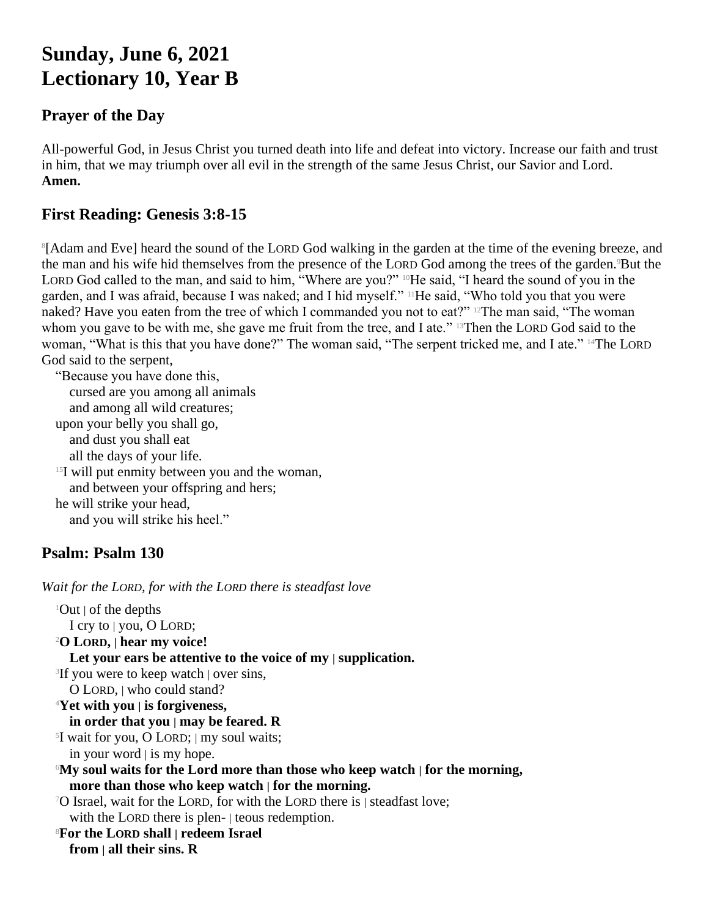# Sunday, June 6, 2021
# Lectionary 10, Year B

## Prayer of the Day

All-powerful God, in Jesus Christ you turned death into life and defeat into victory. Increase our faith and trust in him, that we may triumph over all evil in the strength of the same Jesus Christ, our Savior and Lord.
**Amen.**

## First Reading: Genesis 3:8-15

8[Adam and Eve] heard the sound of the LORD God walking in the garden at the time of the evening breeze, and the man and his wife hid themselves from the presence of the LORD God among the trees of the garden.9But the LORD God called to the man, and said to him, "Where are you?" 10He said, "I heard the sound of you in the garden, and I was afraid, because I was naked; and I hid myself." 11He said, "Who told you that you were naked? Have you eaten from the tree of which I commanded you not to eat?" 12The man said, "The woman whom you gave to be with me, she gave me fruit from the tree, and I ate." 13Then the LORD God said to the woman, "What is this that you have done?" The woman said, "The serpent tricked me, and I ate." 14The LORD God said to the serpent,

"Because you have done this,
cursed are you among all animals
and among all wild creatures;
upon your belly you shall go,
and dust you shall eat
all the days of your life.
15I will put enmity between you and the woman,
and between your offspring and hers;
he will strike your head,
and you will strike his heel."

## Psalm: Psalm 130

*Wait for the LORD, for with the LORD there is steadfast love*

1Out | of the depths
I cry to | you, O LORD;
2**O LORD, | hear my voice!**
**Let your ears be attentive to the voice of my | supplication.**
3If you were to keep watch | over sins,
O LORD, | who could stand?
4**Yet with you | is forgiveness,**
**in order that you | may be feared. R**
5I wait for you, O LORD; | my soul waits;
in your word | is my hope.
6**My soul waits for the Lord more than those who keep watch | for the morning,**
**more than those who keep watch | for the morning.**
7O Israel, wait for the LORD, for with the LORD there is | steadfast love;
with the LORD there is plen- | teous redemption.
8**For the LORD shall | redeem Israel**
**from | all their sins. R**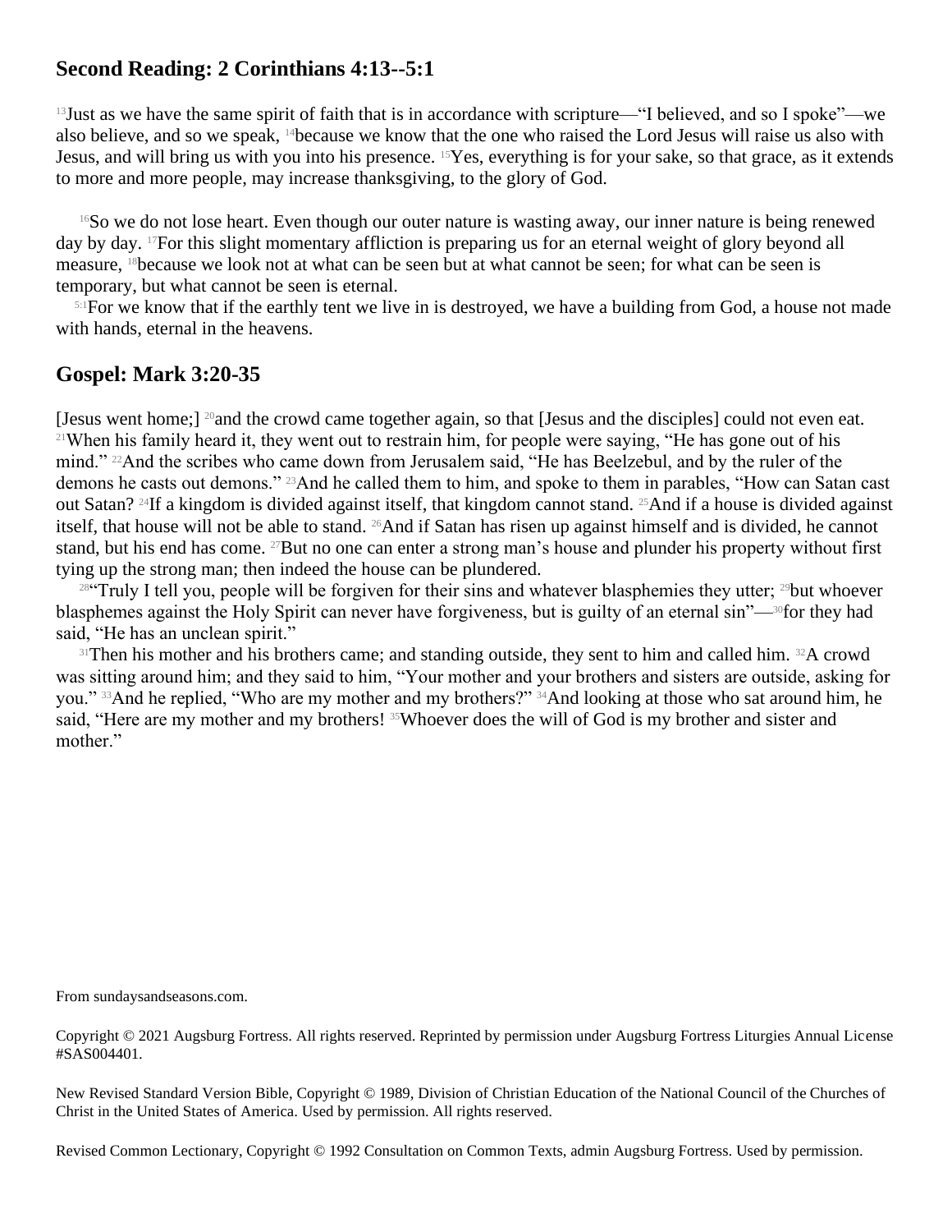## Second Reading: 2 Corinthians 4:13--5:1

[13]Just as we have the same spirit of faith that is in accordance with scripture—"I believed, and so I spoke"—we also believe, and so we speak, [14]because we know that the one who raised the Lord Jesus will raise us also with Jesus, and will bring us with you into his presence. [15]Yes, everything is for your sake, so that grace, as it extends to more and more people, may increase thanksgiving, to the glory of God.

[16]So we do not lose heart. Even though our outer nature is wasting away, our inner nature is being renewed day by day. [17]For this slight momentary affliction is preparing us for an eternal weight of glory beyond all measure, [18]because we look not at what can be seen but at what cannot be seen; for what can be seen is temporary, but what cannot be seen is eternal.

[5:1]For we know that if the earthly tent we live in is destroyed, we have a building from God, a house not made with hands, eternal in the heavens.

## Gospel: Mark 3:20-35

[Jesus went home;] [20]and the crowd came together again, so that [Jesus and the disciples] could not even eat. [21]When his family heard it, they went out to restrain him, for people were saying, "He has gone out of his mind." [22]And the scribes who came down from Jerusalem said, "He has Beelzebul, and by the ruler of the demons he casts out demons." [23]And he called them to him, and spoke to them in parables, "How can Satan cast out Satan? [24]If a kingdom is divided against itself, that kingdom cannot stand. [25]And if a house is divided against itself, that house will not be able to stand. [26]And if Satan has risen up against himself and is divided, he cannot stand, but his end has come. [27]But no one can enter a strong man's house and plunder his property without first tying up the strong man; then indeed the house can be plundered.

[28]"Truly I tell you, people will be forgiven for their sins and whatever blasphemies they utter; [29]but whoever blasphemes against the Holy Spirit can never have forgiveness, but is guilty of an eternal sin"—[30]for they had said, "He has an unclean spirit."

[31]Then his mother and his brothers came; and standing outside, they sent to him and called him. [32]A crowd was sitting around him; and they said to him, "Your mother and your brothers and sisters are outside, asking for you." [33]And he replied, "Who are my mother and my brothers?" [34]And looking at those who sat around him, he said, "Here are my mother and my brothers! [35]Whoever does the will of God is my brother and sister and mother."

From sundaysandseasons.com.

Copyright © 2021 Augsburg Fortress. All rights reserved. Reprinted by permission under Augsburg Fortress Liturgies Annual License #SAS004401.

New Revised Standard Version Bible, Copyright © 1989, Division of Christian Education of the National Council of the Churches of Christ in the United States of America. Used by permission. All rights reserved.

Revised Common Lectionary, Copyright © 1992 Consultation on Common Texts, admin Augsburg Fortress. Used by permission.